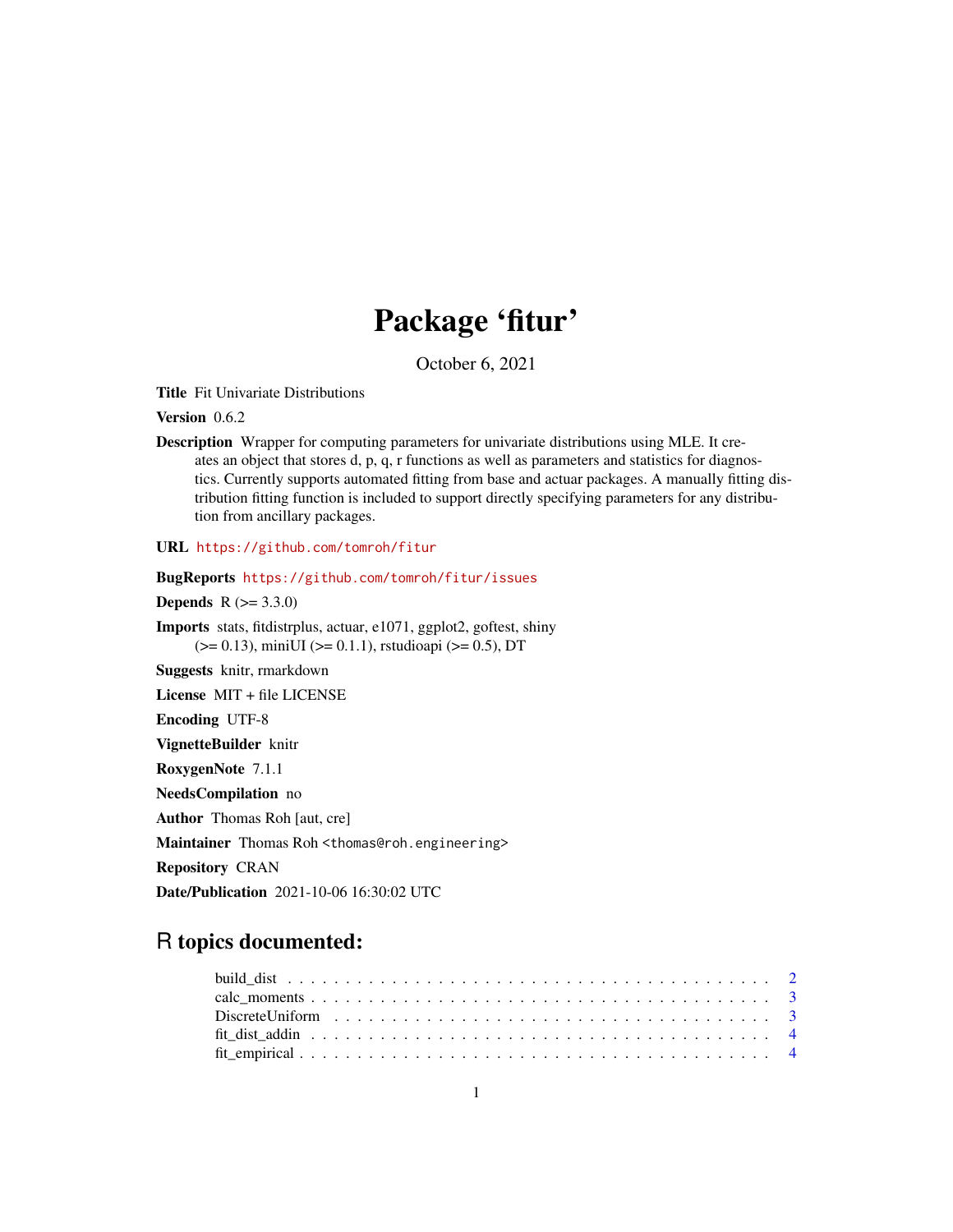# Package 'fitur'

October 6, 2021

**Title** Fit Univariate Distributions

**Version** 0.6.2

**Description** Wrapper for computing parameters for univariate distributions using MLE. It creates an object that stores d, p, q, r functions as well as parameters and statistics for diagnostics. Currently supports automated fitting from base and actuar packages. A manually fitting distribution fitting function is included to support directly specifying parameters for any distribution from ancillary packages.

**URL** https://github.com/tomroh/fitur

**BugReports** https://github.com/tomroh/fitur/issues

**Depends** R (>= 3.3.0)

**Imports** stats, fitdistrplus, actuar, e1071, ggplot2, goftest, shiny (>= 0.13), miniUI (>= 0.1.1), rstudioapi (>= 0.5), DT

**Suggests** knitr, rmarkdown

**License** MIT + file LICENSE

**Encoding** UTF-8

**VignetteBuilder** knitr

**RoxygenNote** 7.1.1

**NeedsCompilation** no

**Author** Thomas Roh [aut, cre]

**Maintainer** Thomas Roh <thomas@roh.engineering>

**Repository** CRAN

**Date/Publication** 2021-10-06 16:30:02 UTC

## R topics documented:

- build_dist . . . . . . . . . . . . . . . . . . . . . . . . . . . . . . . . . . . . . . . . 2
- calc_moments . . . . . . . . . . . . . . . . . . . . . . . . . . . . . . . . . . . . . . . 3
- DiscreteUniform . . . . . . . . . . . . . . . . . . . . . . . . . . . . . . . . . . . . . . 3
- fit_dist_addin . . . . . . . . . . . . . . . . . . . . . . . . . . . . . . . . . . . . . . . 4
- fit_empirical . . . . . . . . . . . . . . . . . . . . . . . . . . . . . . . . . . . . . . . . 4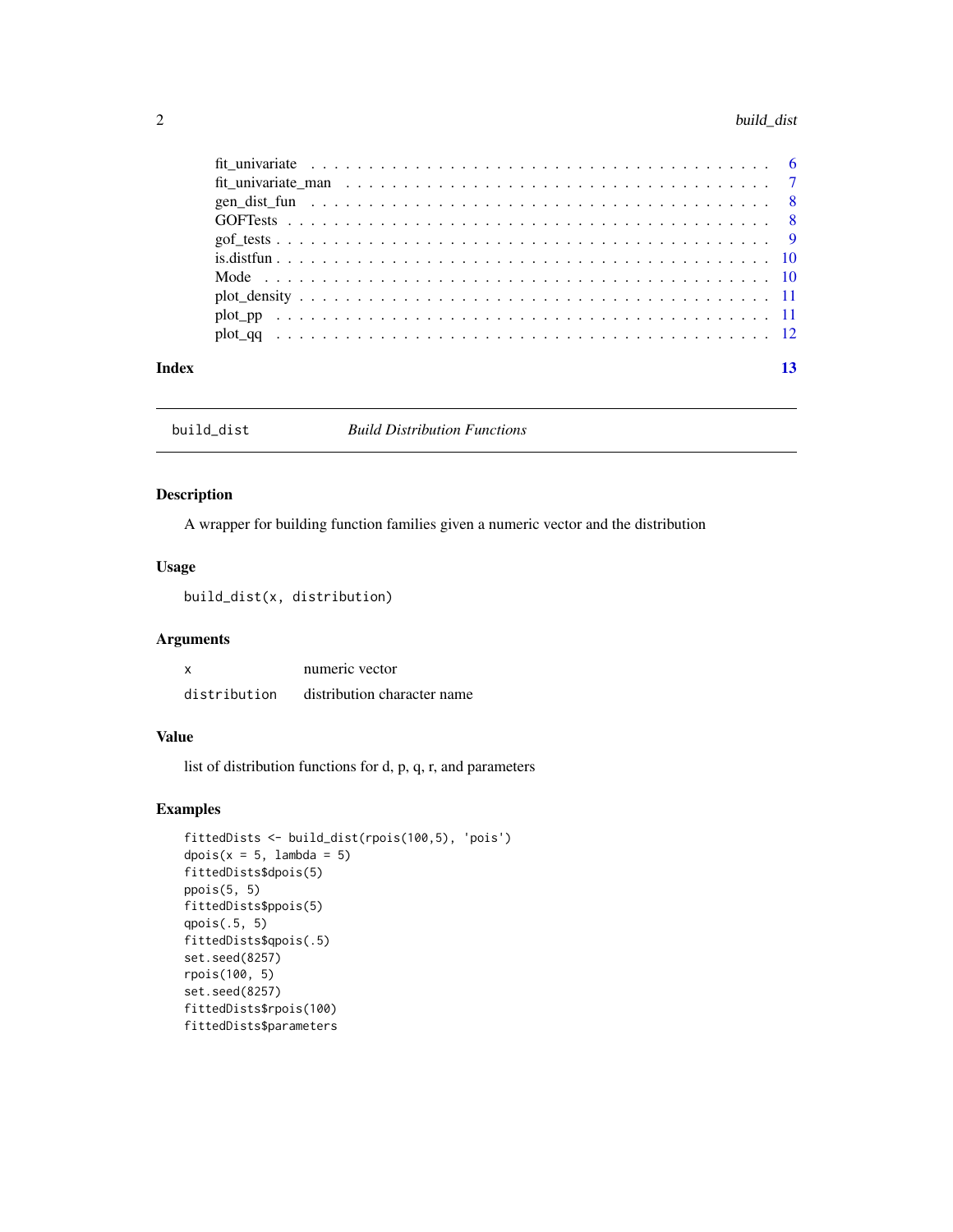| | |
|---|---|
| fit_univariate | 6 |
| fit_univariate_man | 7 |
| gen_dist_fun | 8 |
| GOFTests | 8 |
| gof_tests | 9 |
| is.distfun | 10 |
| Mode | 10 |
| plot_density | 11 |
| plot_pp | 11 |
| plot_qq | 12 |

**Index** **13**

---

build_dist *Build Distribution Functions*

---

## Description

A wrapper for building function families given a numeric vector and the distribution

## Usage

```
build_dist(x, distribution)
```

## Arguments

| | |
|---|---|
| x | numeric vector |
| distribution | distribution character name |

## Value

list of distribution functions for d, p, q, r, and parameters

## Examples

```
fittedDists <- build_dist(rpois(100,5), 'pois')
dpois(x = 5, lambda = 5)
fittedDists$dpois(5)
ppois(5, 5)
fittedDists$ppois(5)
qpois(.5, 5)
fittedDists$qpois(.5)
set.seed(8257)
rpois(100, 5)
set.seed(8257)
fittedDists$rpois(100)
fittedDists$parameters
```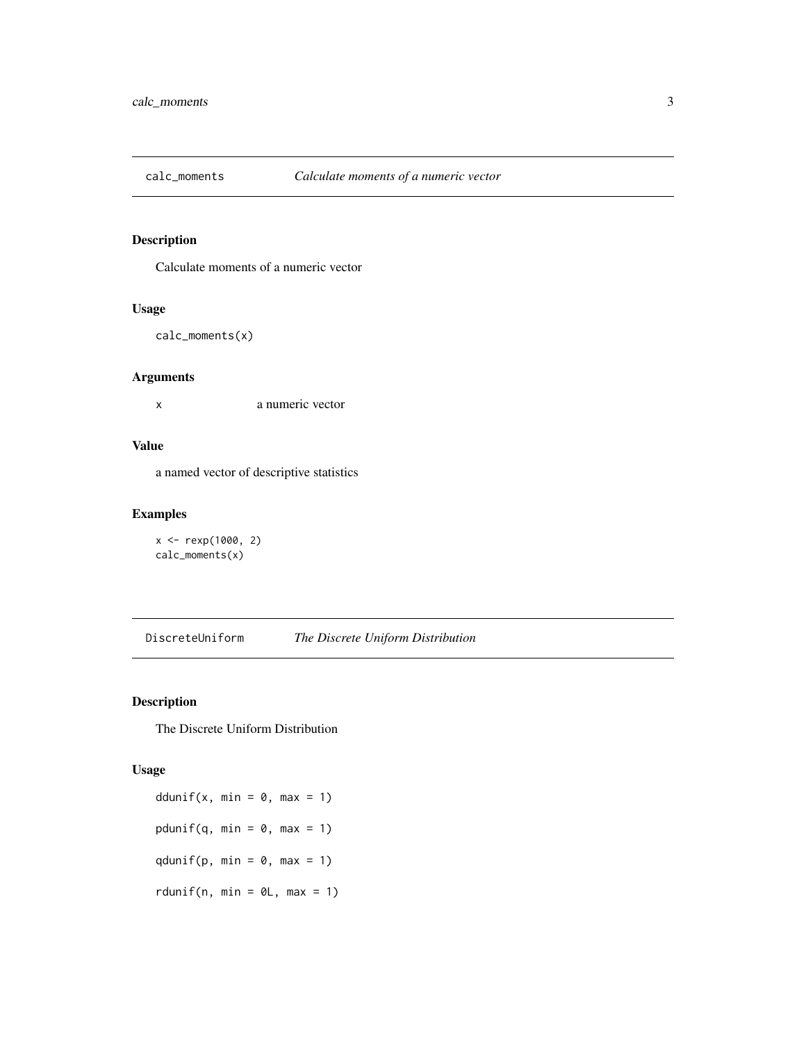## calc_moments — *Calculate moments of a numeric vector*

### Description

Calculate moments of a numeric vector

### Usage

```
calc_moments(x)
```

### Arguments

| | |
|---|---|
| x | a numeric vector |

### Value

a named vector of descriptive statistics

### Examples

```
x <- rexp(1000, 2)
calc_moments(x)
```

## DiscreteUniform — *The Discrete Uniform Distribution*

### Description

The Discrete Uniform Distribution

### Usage

```
ddunif(x, min = 0, max = 1)

pdunif(q, min = 0, max = 1)

qdunif(p, min = 0, max = 1)

rdunif(n, min = 0L, max = 1)
```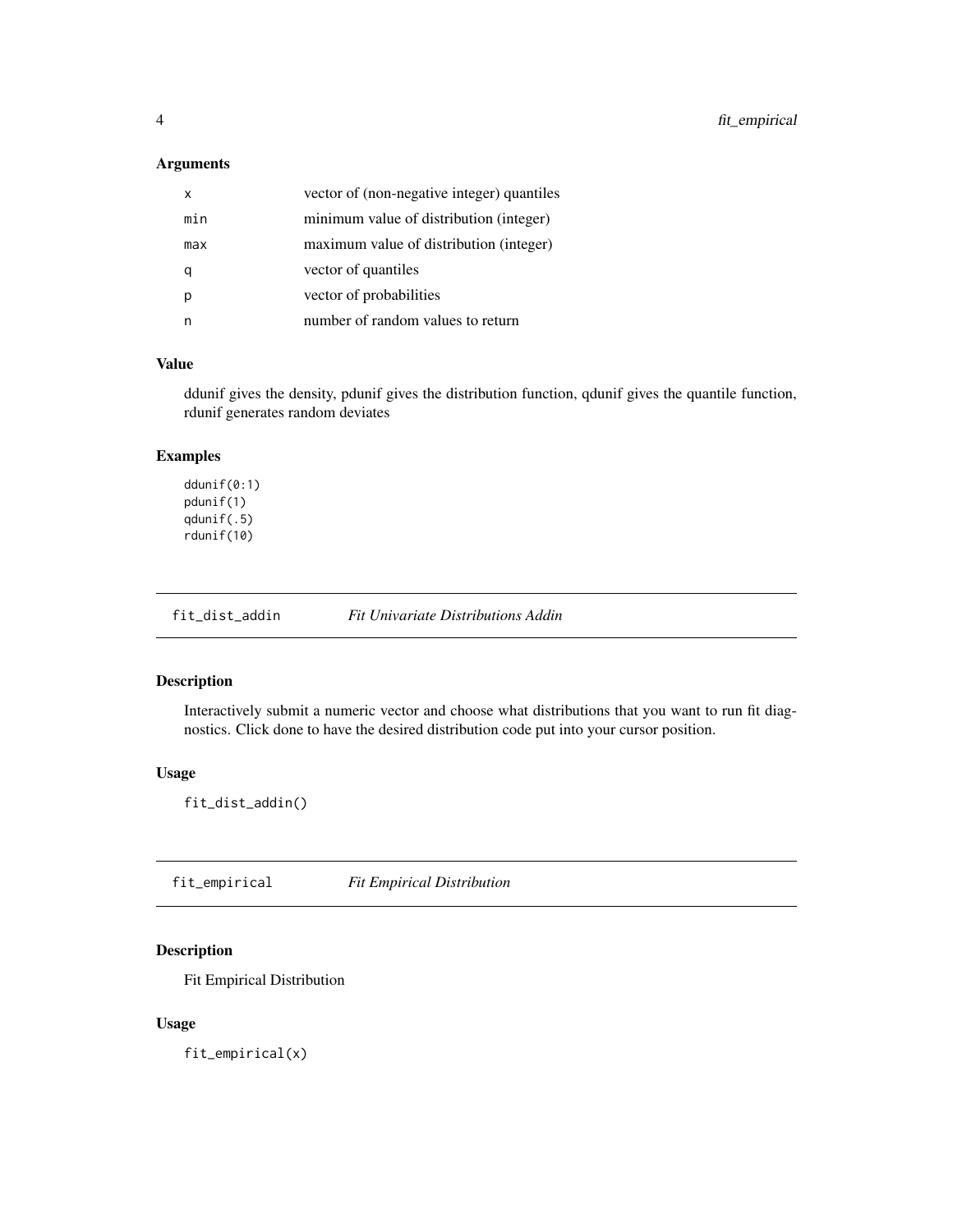### Arguments

| | |
|---|---|
| `x` | vector of (non-negative integer) quantiles |
| `min` | minimum value of distribution (integer) |
| `max` | maximum value of distribution (integer) |
| `q` | vector of quantiles |
| `p` | vector of probabilities |
| `n` | number of random values to return |

### Value

ddunif gives the density, pdunif gives the distribution function, qdunif gives the quantile function, rdunif generates random deviates

### Examples

```
ddunif(0:1)
pdunif(1)
qdunif(.5)
rdunif(10)
```

---

## fit_dist_addin — *Fit Univariate Distributions Addin*

### Description

Interactively submit a numeric vector and choose what distributions that you want to run fit diagnostics. Click done to have the desired distribution code put into your cursor position.

### Usage

```
fit_dist_addin()
```

---

## fit_empirical — *Fit Empirical Distribution*

### Description

Fit Empirical Distribution

### Usage

```
fit_empirical(x)
```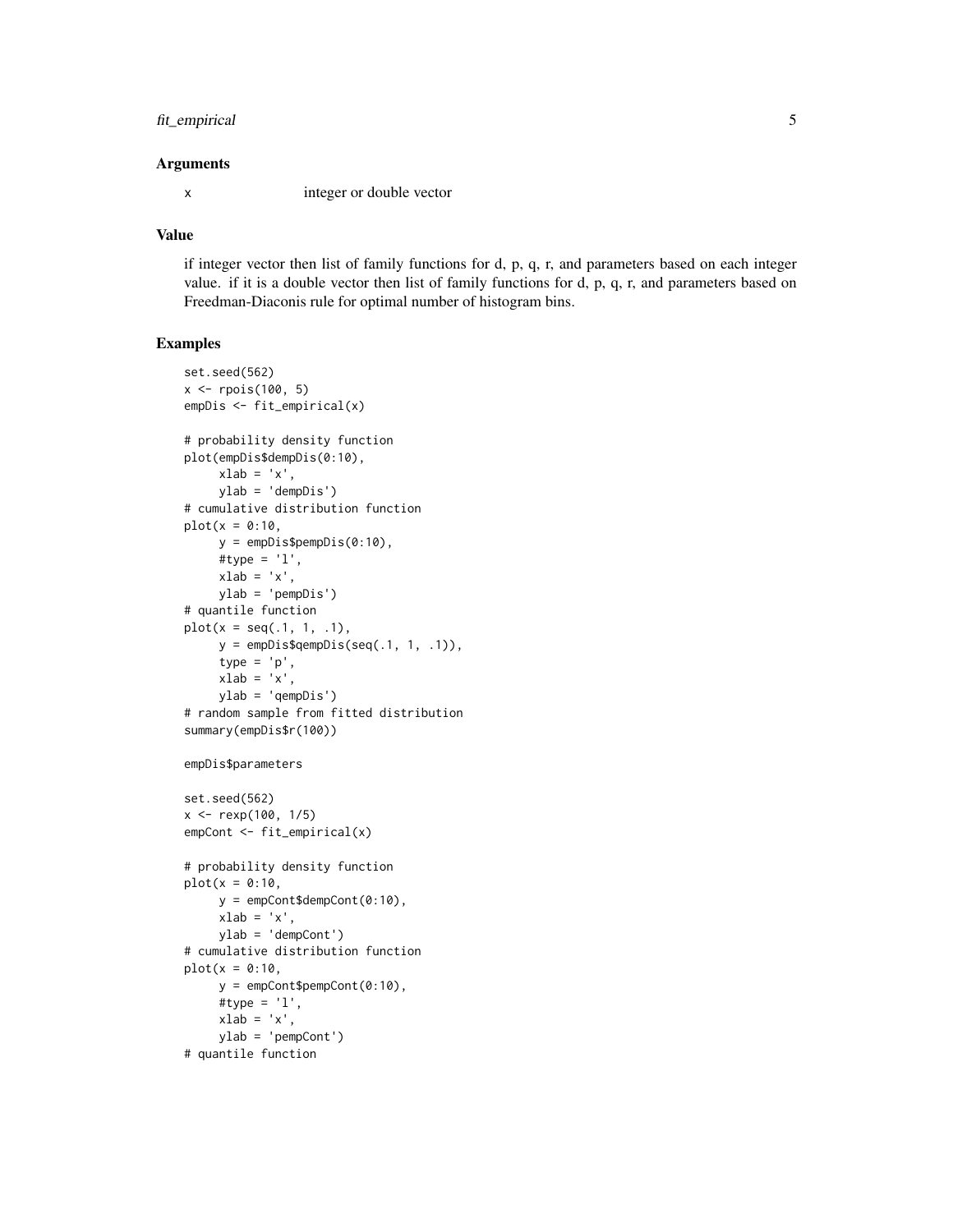### Arguments

| | |
|---|---|
| x | integer or double vector |

### Value

if integer vector then list of family functions for d, p, q, r, and parameters based on each integer value. if it is a double vector then list of family functions for d, p, q, r, and parameters based on Freedman-Diaconis rule for optimal number of histogram bins.

### Examples

```
set.seed(562)
x <- rpois(100, 5)
empDis <- fit_empirical(x)

# probability density function
plot(empDis$dempDis(0:10),
     xlab = 'x',
     ylab = 'dempDis')
# cumulative distribution function
plot(x = 0:10,
     y = empDis$pempDis(0:10),
     #type = 'l',
     xlab = 'x',
     ylab = 'pempDis')
# quantile function
plot(x = seq(.1, 1, .1),
     y = empDis$qempDis(seq(.1, 1, .1)),
     type = 'p',
     xlab = 'x',
     ylab = 'qempDis')
# random sample from fitted distribution
summary(empDis$r(100))

empDis$parameters

set.seed(562)
x <- rexp(100, 1/5)
empCont <- fit_empirical(x)

# probability density function
plot(x = 0:10,
     y = empCont$dempCont(0:10),
     xlab = 'x',
     ylab = 'dempCont')
# cumulative distribution function
plot(x = 0:10,
     y = empCont$pempCont(0:10),
     #type = 'l',
     xlab = 'x',
     ylab = 'pempCont')
# quantile function
```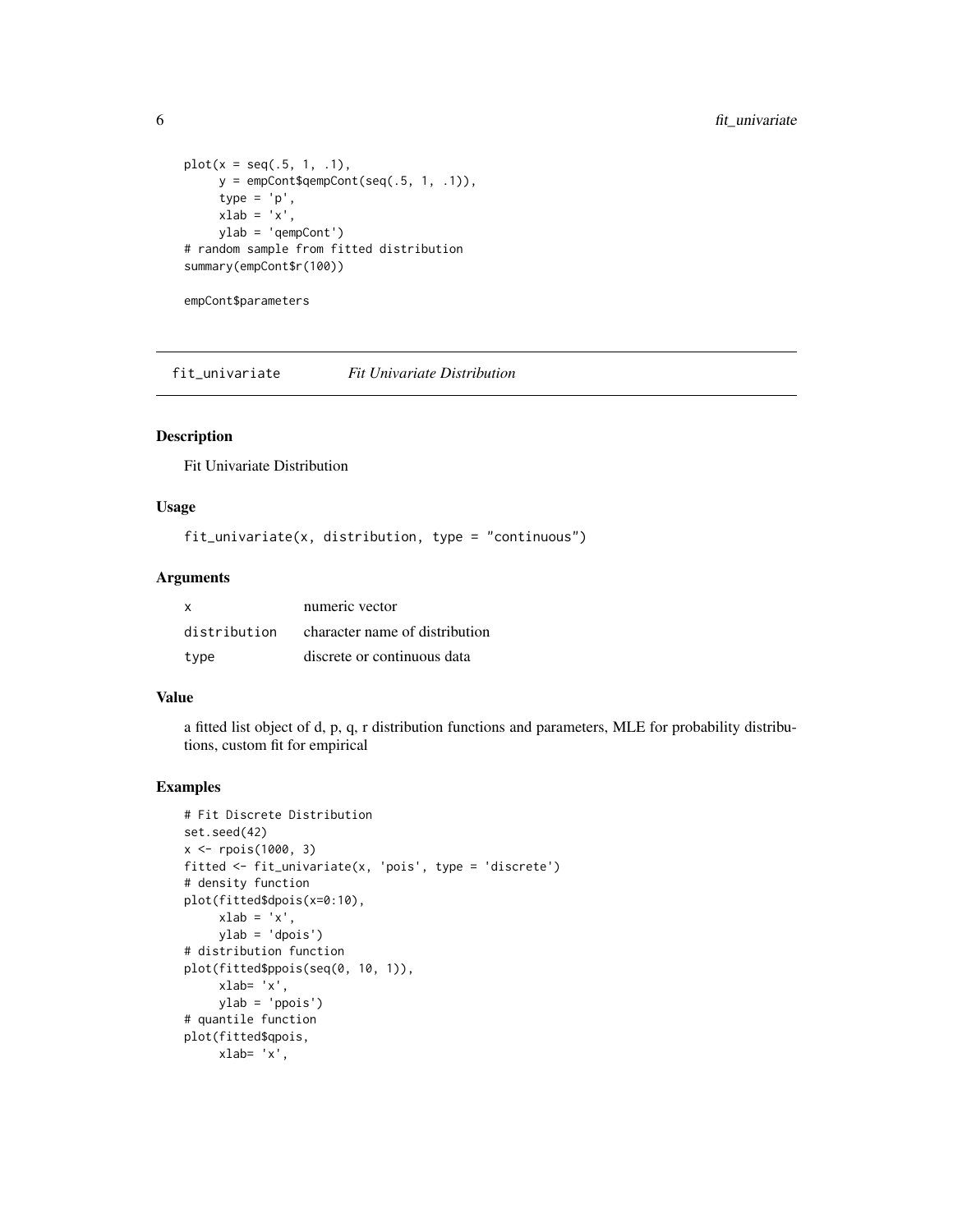```
plot(x = seq(.5, 1, .1),
     y = empCont$qempCont(seq(.5, 1, .1)),
     type = 'p',
     xlab = 'x',
     ylab = 'qempCont')
# random sample from fitted distribution
summary(empCont$r(100))

empCont$parameters
```

## fit_univariate *Fit Univariate Distribution*

### Description

Fit Univariate Distribution

### Usage

```
fit_univariate(x, distribution, type = "continuous")
```

### Arguments

| | |
|---|---|
| x | numeric vector |
| distribution | character name of distribution |
| type | discrete or continuous data |

### Value

a fitted list object of d, p, q, r distribution functions and parameters, MLE for probability distributions, custom fit for empirical

### Examples

```
# Fit Discrete Distribution
set.seed(42)
x <- rpois(1000, 3)
fitted <- fit_univariate(x, 'pois', type = 'discrete')
# density function
plot(fitted$dpois(x=0:10),
     xlab = 'x',
     ylab = 'dpois')
# distribution function
plot(fitted$ppois(seq(0, 10, 1)),
     xlab= 'x',
     ylab = 'ppois')
# quantile function
plot(fitted$qpois,
     xlab= 'x',
```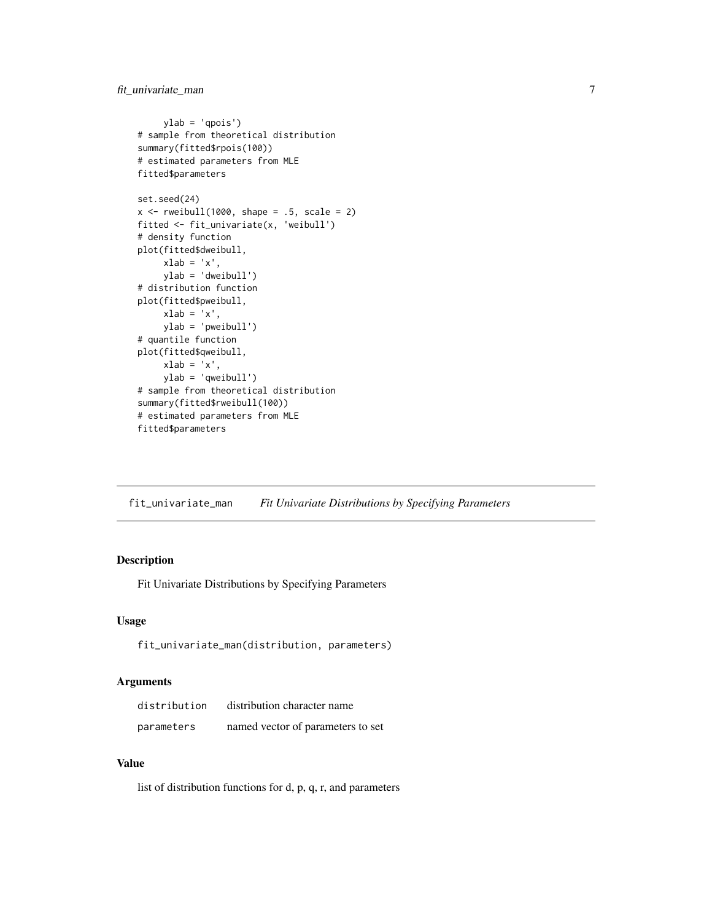```
     ylab = 'qpois')
# sample from theoretical distribution
summary(fitted$rpois(100))
# estimated parameters from MLE
fitted$parameters

set.seed(24)
x <- rweibull(1000, shape = .5, scale = 2)
fitted <- fit_univariate(x, 'weibull')
# density function
plot(fitted$dweibull,
     xlab = 'x',
     ylab = 'dweibull')
# distribution function
plot(fitted$pweibull,
     xlab = 'x',
     ylab = 'pweibull')
# quantile function
plot(fitted$qweibull,
     xlab = 'x',
     ylab = 'qweibull')
# sample from theoretical distribution
summary(fitted$rweibull(100))
# estimated parameters from MLE
fitted$parameters
```

---

## fit_univariate_man    *Fit Univariate Distributions by Specifying Parameters*

---

### Description

Fit Univariate Distributions by Specifying Parameters

### Usage

```
fit_univariate_man(distribution, parameters)
```

### Arguments

| | |
|---|---|
| distribution | distribution character name |
| parameters | named vector of parameters to set |

### Value

list of distribution functions for d, p, q, r, and parameters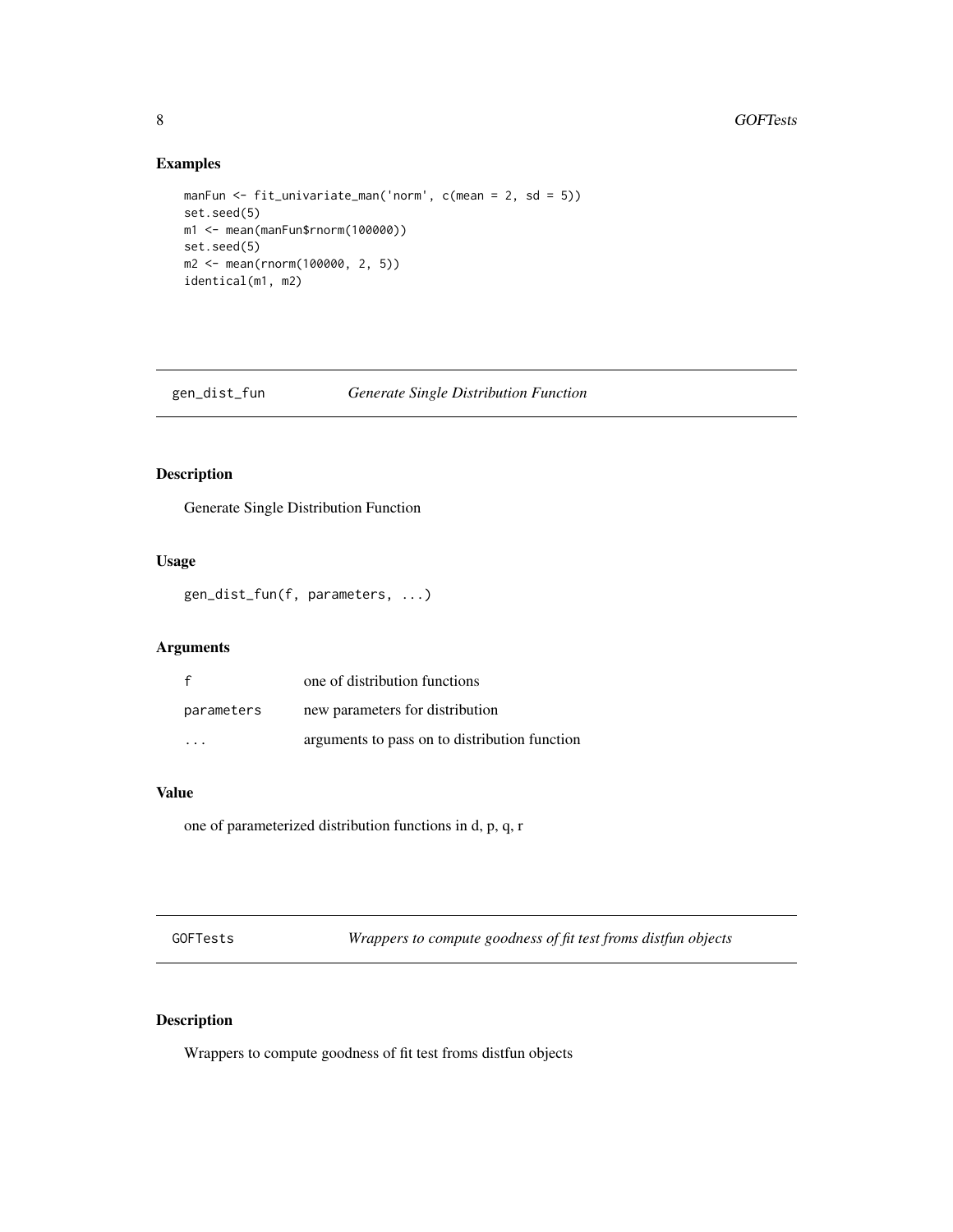### Examples

```
manFun <- fit_univariate_man('norm', c(mean = 2, sd = 5))
set.seed(5)
m1 <- mean(manFun$rnorm(100000))
set.seed(5)
m2 <- mean(rnorm(100000, 2, 5))
identical(m1, m2)
```

---

## gen_dist_fun — *Generate Single Distribution Function*

### Description

Generate Single Distribution Function

### Usage

```
gen_dist_fun(f, parameters, ...)
```

### Arguments

| | |
|---|---|
| f | one of distribution functions |
| parameters | new parameters for distribution |
| ... | arguments to pass on to distribution function |

### Value

one of parameterized distribution functions in d, p, q, r

---

## GOFTests — *Wrappers to compute goodness of fit test froms distfun objects*

### Description

Wrappers to compute goodness of fit test froms distfun objects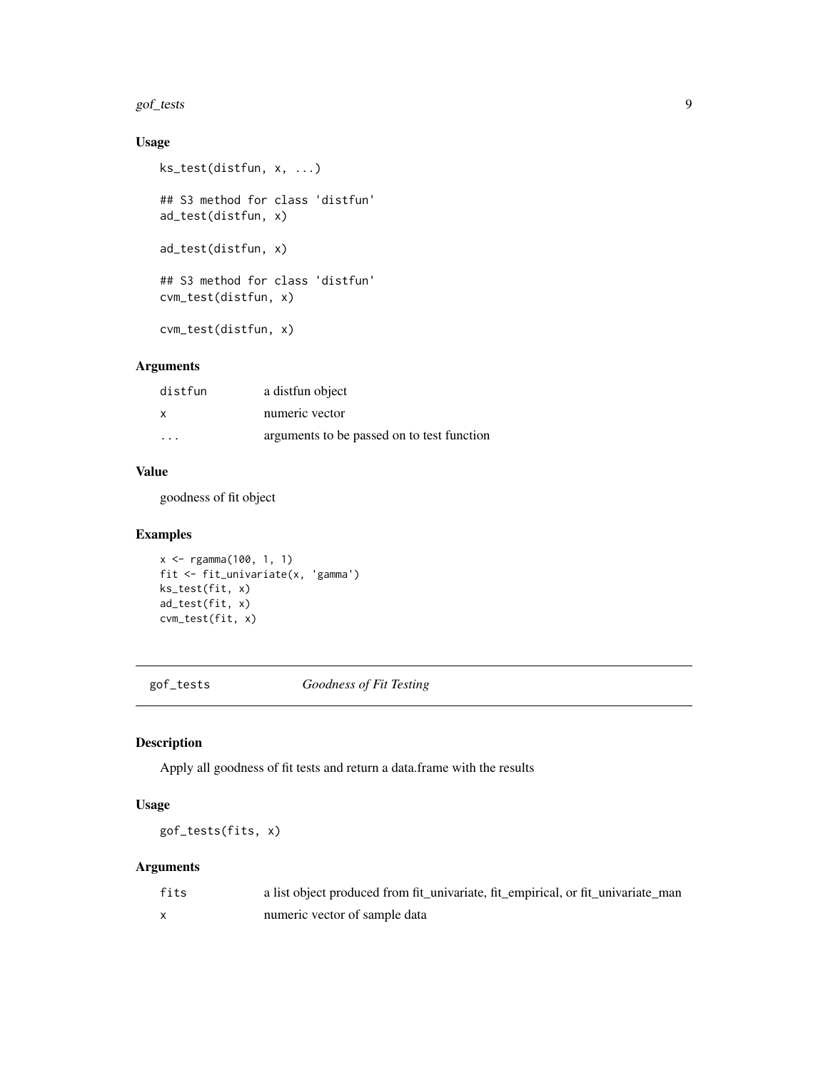### Usage

```
ks_test(distfun, x, ...)

## S3 method for class 'distfun'
ad_test(distfun, x)

ad_test(distfun, x)

## S3 method for class 'distfun'
cvm_test(distfun, x)

cvm_test(distfun, x)
```

### Arguments

| | |
|---|---|
| distfun | a distfun object |
| x | numeric vector |
| ... | arguments to be passed on to test function |

### Value

goodness of fit object

### Examples

```
x <- rgamma(100, 1, 1)
fit <- fit_univariate(x, 'gamma')
ks_test(fit, x)
ad_test(fit, x)
cvm_test(fit, x)
```

---

## gof_tests *Goodness of Fit Testing*

### Description

Apply all goodness of fit tests and return a data.frame with the results

### Usage

```
gof_tests(fits, x)
```

### Arguments

| | |
|---|---|
| fits | a list object produced from fit_univariate, fit_empirical, or fit_univariate_man |
| x | numeric vector of sample data |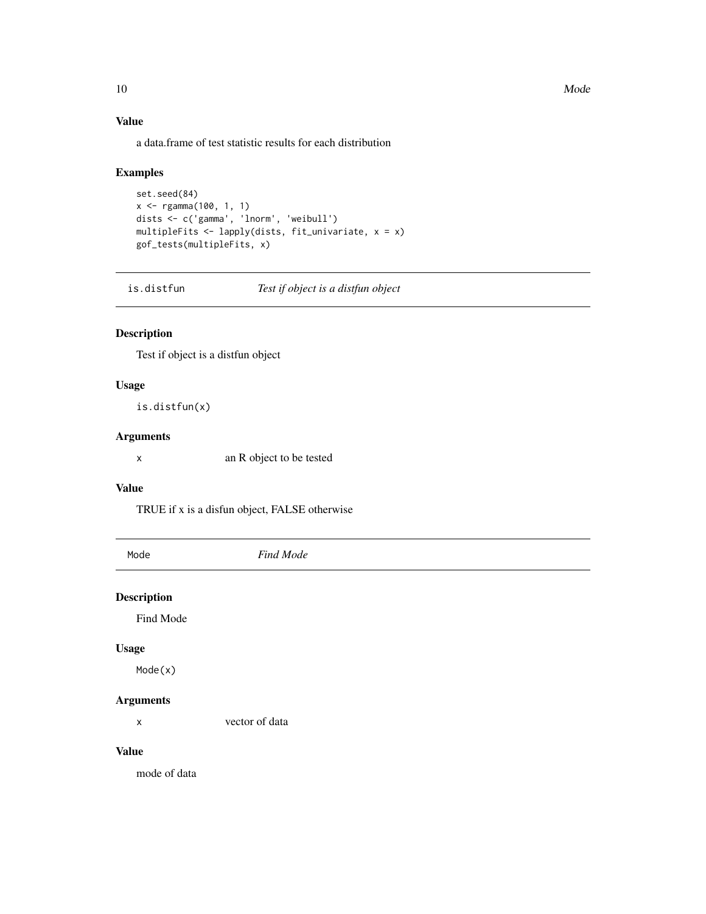### Value

a data.frame of test statistic results for each distribution

### Examples

```
set.seed(84)
x <- rgamma(100, 1, 1)
dists <- c('gamma', 'lnorm', 'weibull')
multipleFits <- lapply(dists, fit_univariate, x = x)
gof_tests(multipleFits, x)
```

---

## is.distfun — *Test if object is a distfun object*

### Description

Test if object is a distfun object

### Usage

```
is.distfun(x)
```

### Arguments

| | |
|---|---|
| x | an R object to be tested |

### Value

TRUE if x is a disfun object, FALSE otherwise

---

## Mode — *Find Mode*

### Description

Find Mode

### Usage

```
Mode(x)
```

### Arguments

| | |
|---|---|
| x | vector of data |

### Value

mode of data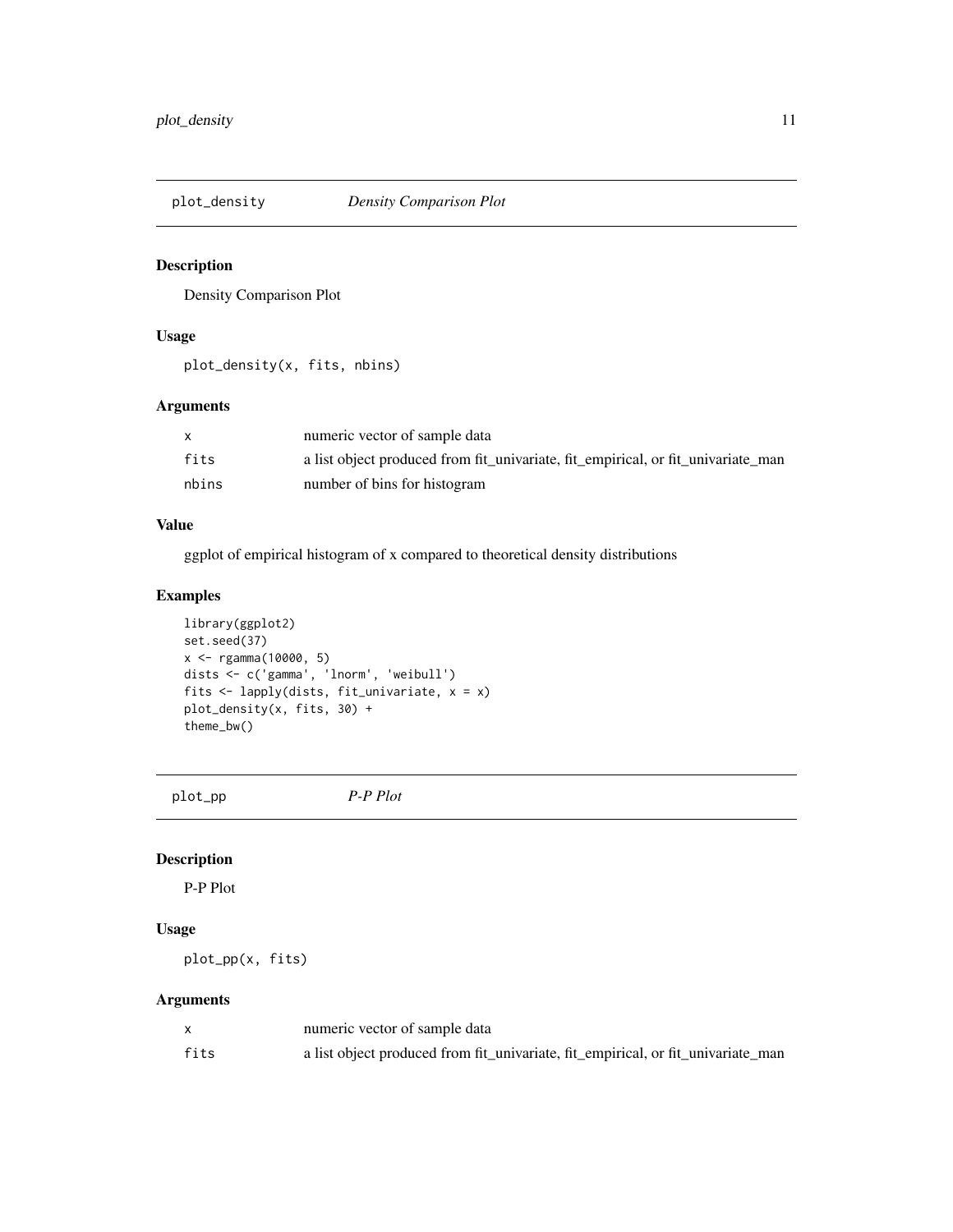## plot_density *Density Comparison Plot*

### Description

Density Comparison Plot

### Usage

```
plot_density(x, fits, nbins)
```

### Arguments

| | |
|---|---|
| x | numeric vector of sample data |
| fits | a list object produced from fit_univariate, fit_empirical, or fit_univariate_man |
| nbins | number of bins for histogram |

### Value

ggplot of empirical histogram of x compared to theoretical density distributions

### Examples

```
library(ggplot2)
set.seed(37)
x <- rgamma(10000, 5)
dists <- c('gamma', 'lnorm', 'weibull')
fits <- lapply(dists, fit_univariate, x = x)
plot_density(x, fits, 30) +
theme_bw()
```

## plot_pp *P-P Plot*

### Description

P-P Plot

### Usage

```
plot_pp(x, fits)
```

### Arguments

| | |
|---|---|
| x | numeric vector of sample data |
| fits | a list object produced from fit_univariate, fit_empirical, or fit_univariate_man |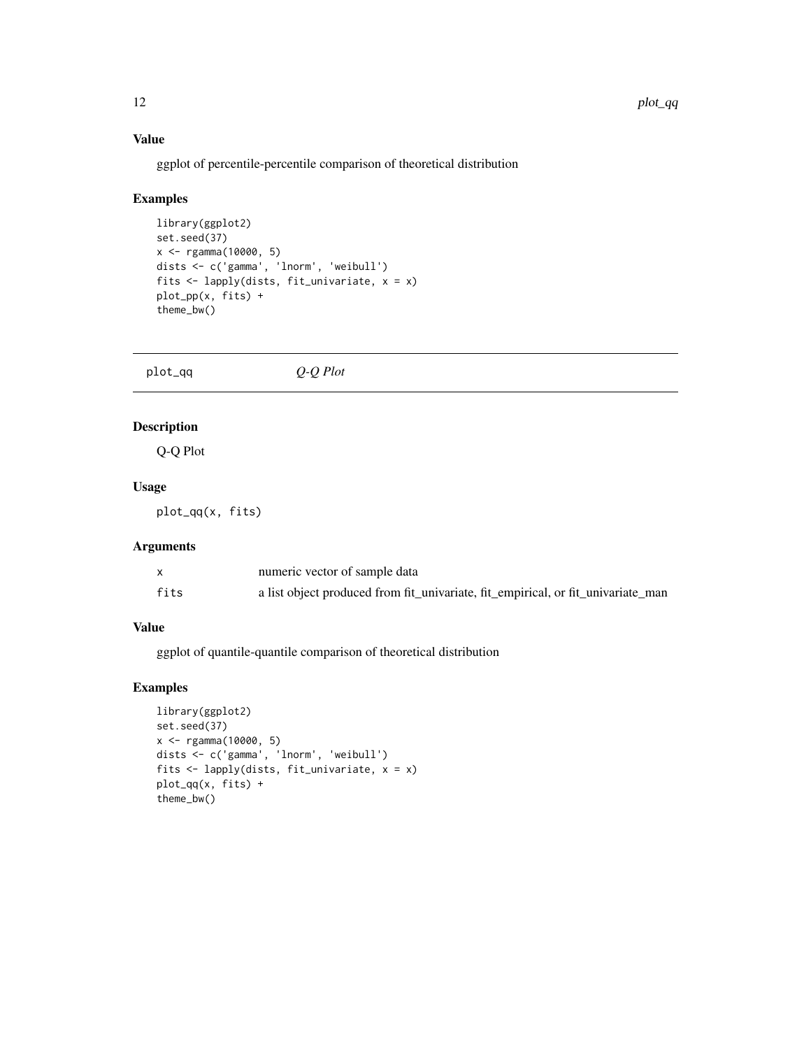### Value

ggplot of percentile-percentile comparison of theoretical distribution

### Examples

```
library(ggplot2)
set.seed(37)
x <- rgamma(10000, 5)
dists <- c('gamma', 'lnorm', 'weibull')
fits <- lapply(dists, fit_univariate, x = x)
plot_pp(x, fits) +
theme_bw()
```

---

## plot_qq — *Q-Q Plot*

---

### Description

Q-Q Plot

### Usage

```
plot_qq(x, fits)
```

### Arguments

| | |
|---|---|
| x | numeric vector of sample data |
| fits | a list object produced from fit_univariate, fit_empirical, or fit_univariate_man |

### Value

ggplot of quantile-quantile comparison of theoretical distribution

### Examples

```
library(ggplot2)
set.seed(37)
x <- rgamma(10000, 5)
dists <- c('gamma', 'lnorm', 'weibull')
fits <- lapply(dists, fit_univariate, x = x)
plot_qq(x, fits) +
theme_bw()
```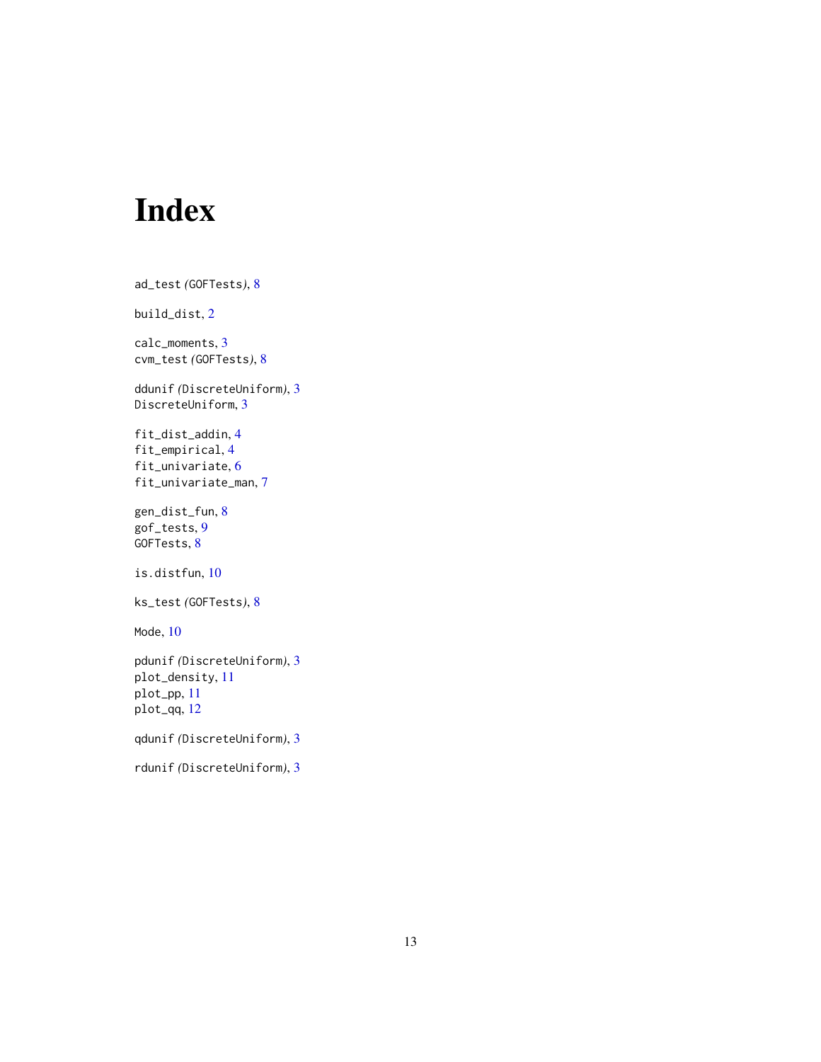# Index

ad_test (GOFTests), 8

build_dist, 2

calc_moments, 3
cvm_test (GOFTests), 8

ddunif (DiscreteUniform), 3
DiscreteUniform, 3

fit_dist_addin, 4
fit_empirical, 4
fit_univariate, 6
fit_univariate_man, 7

gen_dist_fun, 8
gof_tests, 9
GOFTests, 8

is.distfun, 10

ks_test (GOFTests), 8

Mode, 10

pdunif (DiscreteUniform), 3
plot_density, 11
plot_pp, 11
plot_qq, 12

qdunif (DiscreteUniform), 3

rdunif (DiscreteUniform), 3